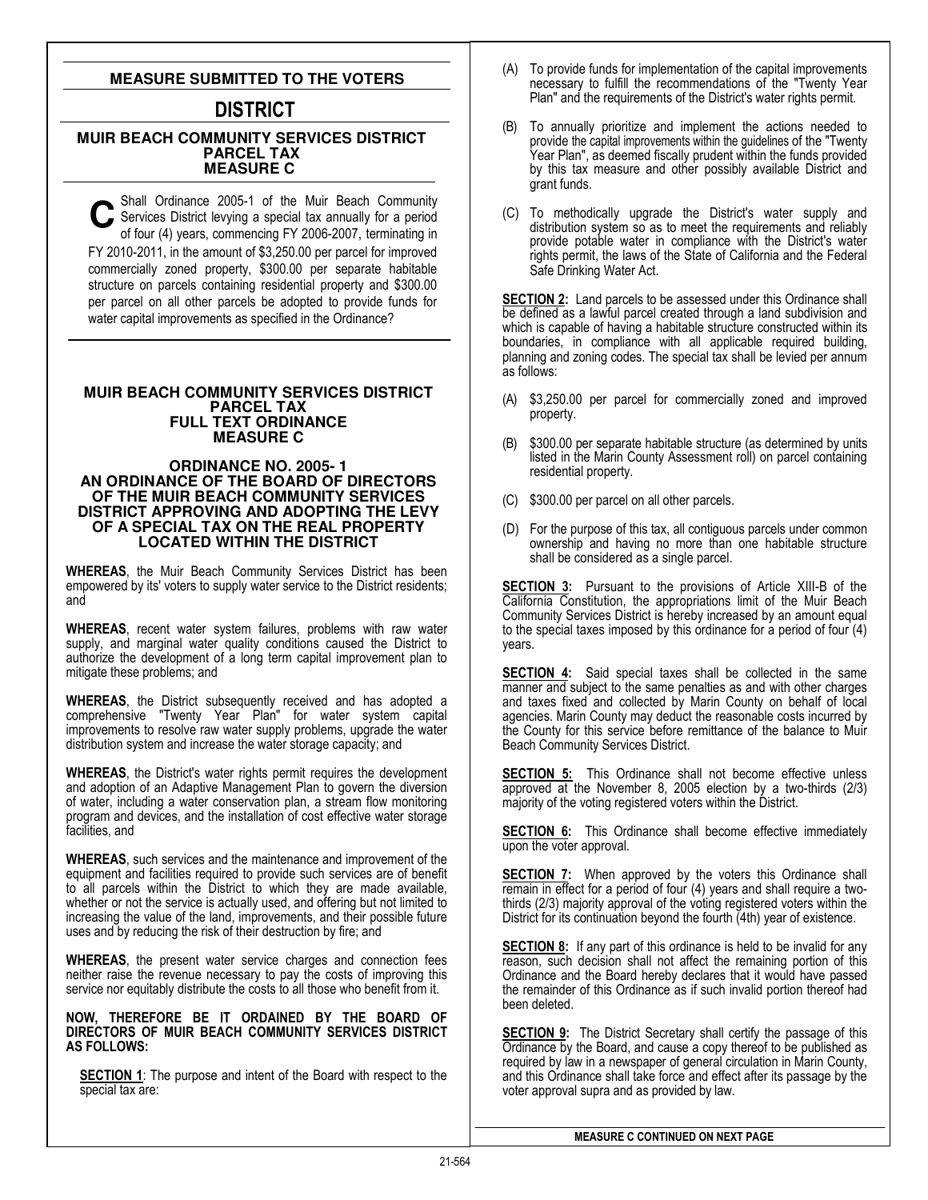## MEASURE SUBMITTED TO THE VOTERS

# DISTRICT

### MUIR BEACH COMMUNITY SERVICES DISTRICT PARCEL TAX MEASURE C

**C** Shall Ordinance 2005-1 of the Muir Beach Community Services District levying a special tax annually for a period of four (4) years, commencing FY 2006-2007, terminating in FY 2010-2011, in the amount of $3,250.00 per parcel for improved commercially zoned property, $300.00 per separate habitable structure on parcels containing residential property and $300.00 per parcel on all other parcels be adopted to provide funds for water capital improvements as specified in the Ordinance?

### MUIR BEACH COMMUNITY SERVICES DISTRICT PARCEL TAX FULL TEXT ORDINANCE MEASURE C

### ORDINANCE NO. 2005- 1 AN ORDINANCE OF THE BOARD OF DIRECTORS OF THE MUIR BEACH COMMUNITY SERVICES DISTRICT APPROVING AND ADOPTING THE LEVY OF A SPECIAL TAX ON THE REAL PROPERTY LOCATED WITHIN THE DISTRICT

**WHEREAS**, the Muir Beach Community Services District has been empowered by its' voters to supply water service to the District residents; and

**WHEREAS**, recent water system failures, problems with raw water supply, and marginal water quality conditions caused the District to authorize the development of a long term capital improvement plan to mitigate these problems; and

**WHEREAS**, the District subsequently received and has adopted a comprehensive "Twenty Year Plan" for water system capital improvements to resolve raw water supply problems, upgrade the water distribution system and increase the water storage capacity; and

**WHEREAS**, the District's water rights permit requires the development and adoption of an Adaptive Management Plan to govern the diversion of water, including a water conservation plan, a stream flow monitoring program and devices, and the installation of cost effective water storage facilities, and

**WHEREAS**, such services and the maintenance and improvement of the equipment and facilities required to provide such services are of benefit to all parcels within the District to which they are made available, whether or not the service is actually used, and offering but not limited to increasing the value of the land, improvements, and their possible future uses and by reducing the risk of their destruction by fire; and

**WHEREAS**, the present water service charges and connection fees neither raise the revenue necessary to pay the costs of improving this service nor equitably distribute the costs to all those who benefit from it.

**NOW, THEREFORE BE IT ORDAINED BY THE BOARD OF DIRECTORS OF MUIR BEACH COMMUNITY SERVICES DISTRICT AS FOLLOWS:**

**SECTION 1**: The purpose and intent of the Board with respect to the special tax are:

(A) To provide funds for implementation of the capital improvements necessary to fulfill the recommendations of the "Twenty Year Plan" and the requirements of the District's water rights permit.

(B) To annually prioritize and implement the actions needed to provide the capital improvements within the guidelines of the "Twenty Year Plan", as deemed fiscally prudent within the funds provided by this tax measure and other possibly available District and grant funds.

(C) To methodically upgrade the District's water supply and distribution system so as to meet the requirements and reliably provide potable water in compliance with the District's water rights permit, the laws of the State of California and the Federal Safe Drinking Water Act.

**SECTION 2:** Land parcels to be assessed under this Ordinance shall be defined as a lawful parcel created through a land subdivision and which is capable of having a habitable structure constructed within its boundaries, in compliance with all applicable required building, planning and zoning codes. The special tax shall be levied per annum as follows:

(A) $3,250.00 per parcel for commercially zoned and improved property.

(B) $300.00 per separate habitable structure (as determined by units listed in the Marin County Assessment roll) on parcel containing residential property.

(C) $300.00 per parcel on all other parcels.

(D) For the purpose of this tax, all contiguous parcels under common ownership and having no more than one habitable structure shall be considered as a single parcel.

**SECTION 3:** Pursuant to the provisions of Article XIII-B of the California Constitution, the appropriations limit of the Muir Beach Community Services District is hereby increased by an amount equal to the special taxes imposed by this ordinance for a period of four (4) years.

**SECTION 4:** Said special taxes shall be collected in the same manner and subject to the same penalties as and with other charges and taxes fixed and collected by Marin County on behalf of local agencies. Marin County may deduct the reasonable costs incurred by the County for this service before remittance of the balance to Muir Beach Community Services District.

**SECTION 5:** This Ordinance shall not become effective unless approved at the November 8, 2005 election by a two-thirds (2/3) majority of the voting registered voters within the District.

**SECTION 6:** This Ordinance shall become effective immediately upon the voter approval.

**SECTION 7:** When approved by the voters this Ordinance shall remain in effect for a period of four (4) years and shall require a two-thirds (2/3) majority approval of the voting registered voters within the District for its continuation beyond the fourth (4th) year of existence.

**SECTION 8:** If any part of this ordinance is held to be invalid for any reason, such decision shall not affect the remaining portion of this Ordinance and the Board hereby declares that it would have passed the remainder of this Ordinance as if such invalid portion thereof had been deleted.

**SECTION 9:** The District Secretary shall certify the passage of this Ordinance by the Board, and cause a copy thereof to be published as required by law in a newspaper of general circulation in Marin County, and this Ordinance shall take force and effect after its passage by the voter approval supra and as provided by law.

**MEASURE C CONTINUED ON NEXT PAGE**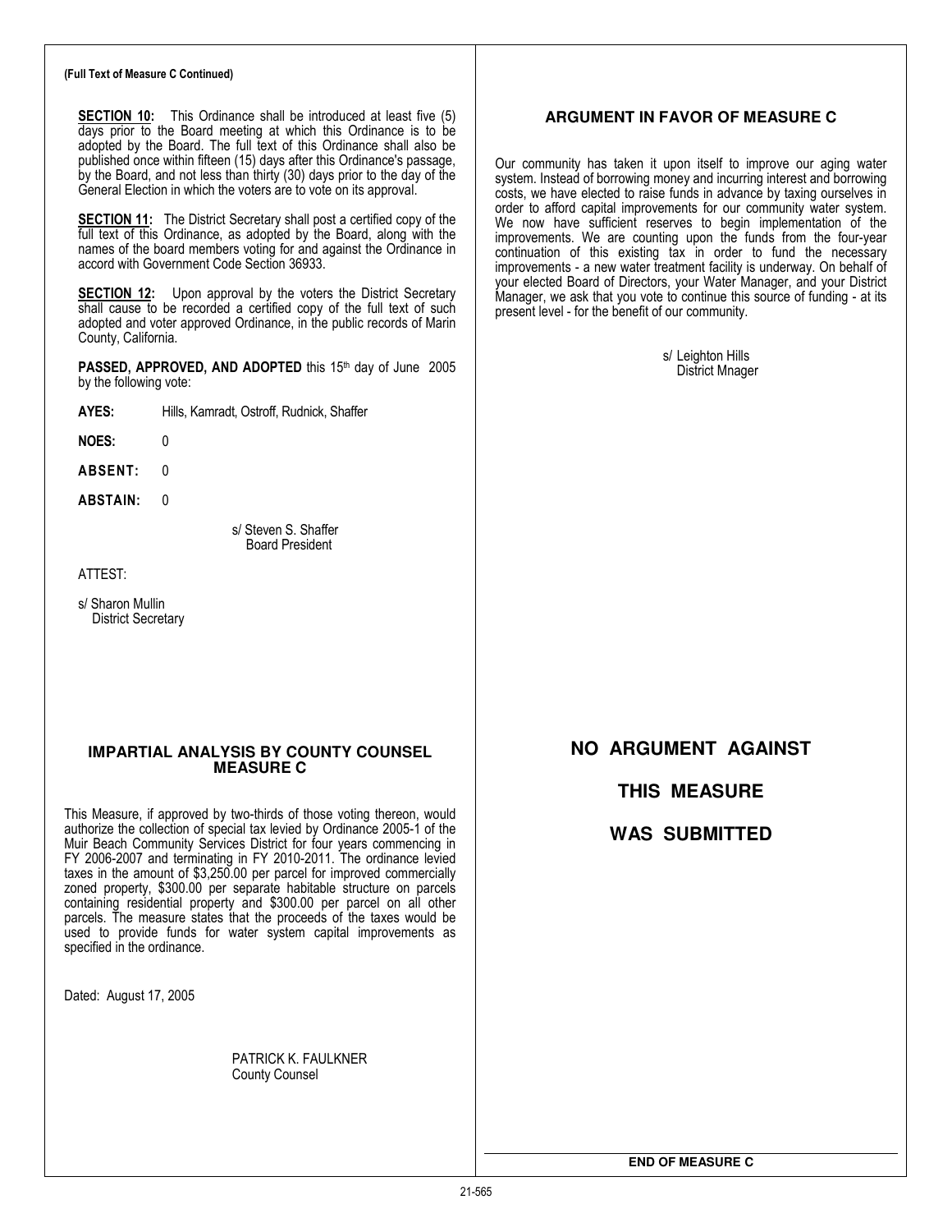**(Full Text of Measure C Continued)**

**SECTION 10:** This Ordinance shall be introduced at least five (5) days prior to the Board meeting at which this Ordinance is to be adopted by the Board. The full text of this Ordinance shall also be published once within fifteen (15) days after this Ordinance's passage, by the Board, and not less than thirty (30) days prior to the day of the General Election in which the voters are to vote on its approval.

**SECTION 11:** The District Secretary shall post a certified copy of the full text of this Ordinance, as adopted by the Board, along with the names of the board members voting for and against the Ordinance in accord with Government Code Section 36933.

**SECTION 12:** Upon approval by the voters the District Secretary shall cause to be recorded a certified copy of the full text of such adopted and voter approved Ordinance, in the public records of Marin County, California.

**PASSED, APPROVED, AND ADOPTED** this 15th day of June 2005 by the following vote:

**AYES:** Hills, Kamradt, Ostroff, Rudnick, Shaffer

**NOES:** 0

**ABSENT:** 0

**ABSTAIN:** 0

s/ Steven S. Shaffer
Board President

ATTEST:

s/ Sharon Mullin
District Secretary

## IMPARTIAL ANALYSIS BY COUNTY COUNSEL MEASURE C

This Measure, if approved by two-thirds of those voting thereon, would authorize the collection of special tax levied by Ordinance 2005-1 of the Muir Beach Community Services District for four years commencing in FY 2006-2007 and terminating in FY 2010-2011. The ordinance levied taxes in the amount of $3,250.00 per parcel for improved commercially zoned property, $300.00 per separate habitable structure on parcels containing residential property and $300.00 per parcel on all other parcels. The measure states that the proceeds of the taxes would be used to provide funds for water system capital improvements as specified in the ordinance.

Dated: August 17, 2005

PATRICK K. FAULKNER
County Counsel

## ARGUMENT IN FAVOR OF MEASURE C

Our community has taken it upon itself to improve our aging water system. Instead of borrowing money and incurring interest and borrowing costs, we have elected to raise funds in advance by taxing ourselves in order to afford capital improvements for our community water system. We now have sufficient reserves to begin implementation of the improvements. We are counting upon the funds from the four-year continuation of this existing tax in order to fund the necessary improvements - a new water treatment facility is underway. On behalf of your elected Board of Directors, your Water Manager, and your District Manager, we ask that you vote to continue this source of funding - at its present level - for the benefit of our community.

s/ Leighton Hills
District Mnager

## NO ARGUMENT AGAINST THIS MEASURE WAS SUBMITTED

**END OF MEASURE C**